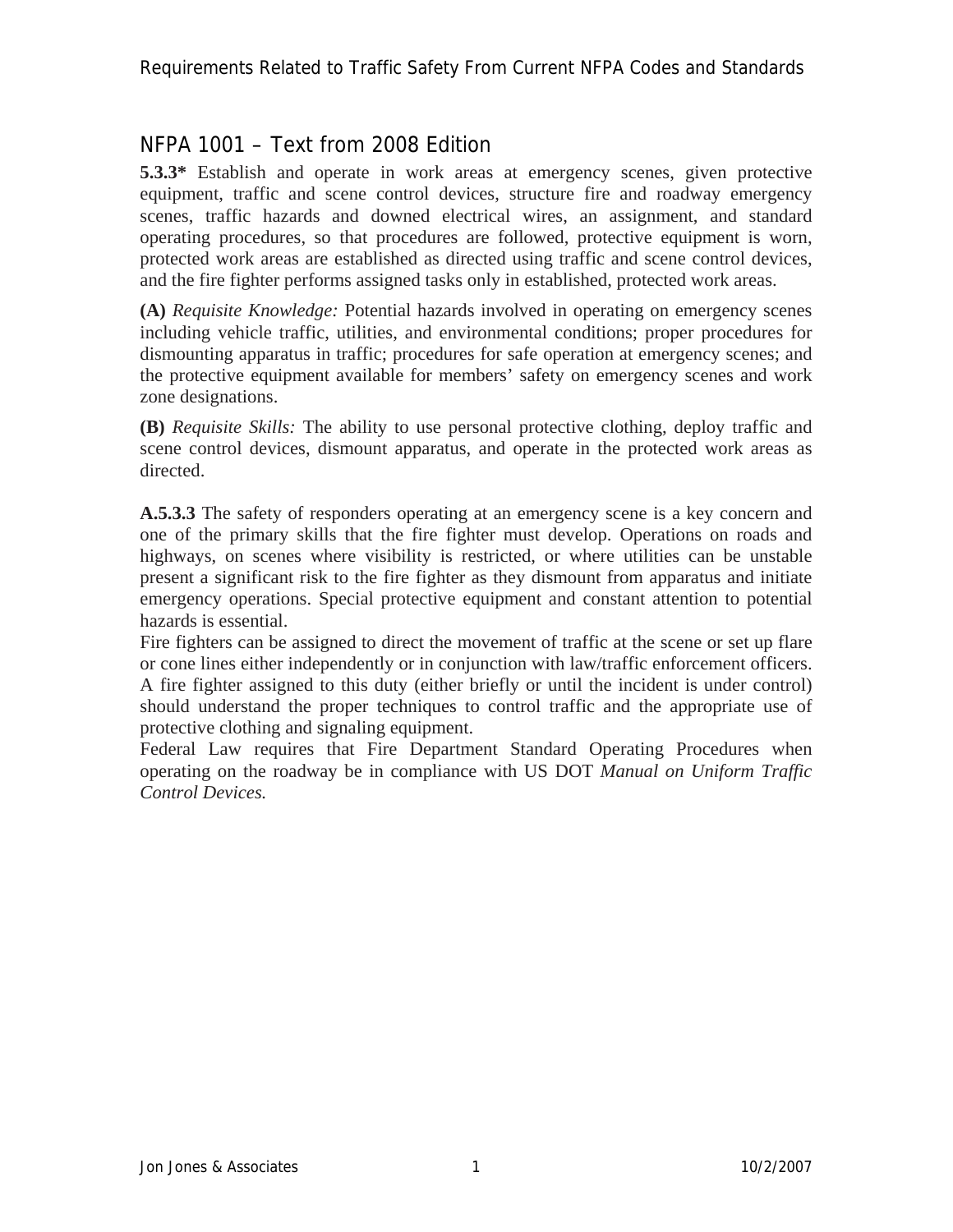# Requirements Related to Traffic Safety From Current NFPA Codes and Standards

## NFPA 1001 – Text from 2008 Edition

**5.3.3*** Establish and operate in work areas at emergency scenes, given protective equipment, traffic and scene control devices, structure fire and roadway emergency scenes, traffic hazards and downed electrical wires, an assignment, and standard operating procedures, so that procedures are followed, protective equipment is worn, protected work areas are established as directed using traffic and scene control devices, and the fire fighter performs assigned tasks only in established, protected work areas.

**(A)** *Requisite Knowledge:* Potential hazards involved in operating on emergency scenes including vehicle traffic, utilities, and environmental conditions; proper procedures for dismounting apparatus in traffic; procedures for safe operation at emergency scenes; and the protective equipment available for members' safety on emergency scenes and work zone designations.

**(B)** *Requisite Skills:* The ability to use personal protective clothing, deploy traffic and scene control devices, dismount apparatus, and operate in the protected work areas as directed.

**A.5.3.3** The safety of responders operating at an emergency scene is a key concern and one of the primary skills that the fire fighter must develop. Operations on roads and highways, on scenes where visibility is restricted, or where utilities can be unstable present a significant risk to the fire fighter as they dismount from apparatus and initiate emergency operations. Special protective equipment and constant attention to potential hazards is essential.

Fire fighters can be assigned to direct the movement of traffic at the scene or set up flare or cone lines either independently or in conjunction with law/traffic enforcement officers. A fire fighter assigned to this duty (either briefly or until the incident is under control) should understand the proper techniques to control traffic and the appropriate use of protective clothing and signaling equipment.

Federal Law requires that Fire Department Standard Operating Procedures when operating on the roadway be in compliance with US DOT *Manual on Uniform Traffic Control Devices.*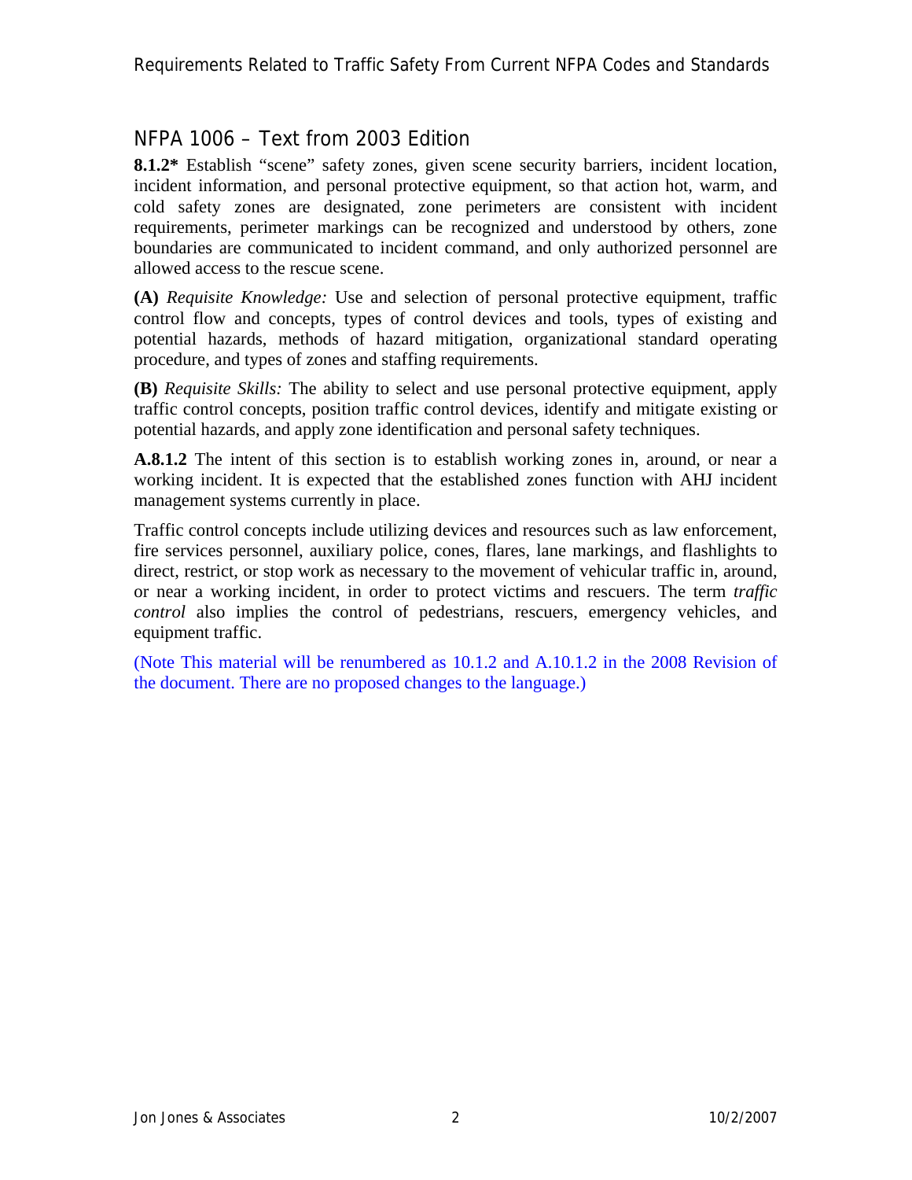## NFPA 1006 – Text from 2003 Edition

**8.1.2*** Establish "scene" safety zones, given scene security barriers, incident location, incident information, and personal protective equipment, so that action hot, warm, and cold safety zones are designated, zone perimeters are consistent with incident requirements, perimeter markings can be recognized and understood by others, zone boundaries are communicated to incident command, and only authorized personnel are allowed access to the rescue scene.

**(A)** *Requisite Knowledge:* Use and selection of personal protective equipment, traffic control flow and concepts, types of control devices and tools, types of existing and potential hazards, methods of hazard mitigation, organizational standard operating procedure, and types of zones and staffing requirements.

**(B)** *Requisite Skills:* The ability to select and use personal protective equipment, apply traffic control concepts, position traffic control devices, identify and mitigate existing or potential hazards, and apply zone identification and personal safety techniques.

**A.8.1.2** The intent of this section is to establish working zones in, around, or near a working incident. It is expected that the established zones function with AHJ incident management systems currently in place.

Traffic control concepts include utilizing devices and resources such as law enforcement, fire services personnel, auxiliary police, cones, flares, lane markings, and flashlights to direct, restrict, or stop work as necessary to the movement of vehicular traffic in, around, or near a working incident, in order to protect victims and rescuers. The term *traffic control* also implies the control of pedestrians, rescuers, emergency vehicles, and equipment traffic.

(Note This material will be renumbered as 10.1.2 and A.10.1.2 in the 2008 Revision of the document. There are no proposed changes to the language.)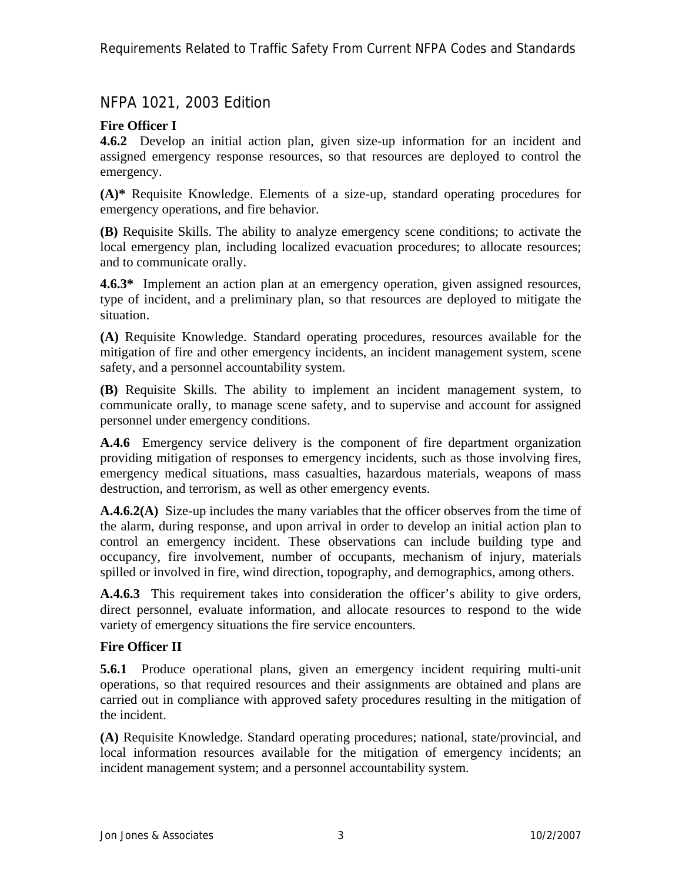## NFPA 1021, 2003 Edition

### Fire Officer I

**4.6.2** Develop an initial action plan, given size-up information for an incident and assigned emergency response resources, so that resources are deployed to control the emergency.

**(A)*** Requisite Knowledge. Elements of a size-up, standard operating procedures for emergency operations, and fire behavior.

**(B)** Requisite Skills. The ability to analyze emergency scene conditions; to activate the local emergency plan, including localized evacuation procedures; to allocate resources; and to communicate orally.

**4.6.3*** Implement an action plan at an emergency operation, given assigned resources, type of incident, and a preliminary plan, so that resources are deployed to mitigate the situation.

**(A)** Requisite Knowledge. Standard operating procedures, resources available for the mitigation of fire and other emergency incidents, an incident management system, scene safety, and a personnel accountability system.

**(B)** Requisite Skills. The ability to implement an incident management system, to communicate orally, to manage scene safety, and to supervise and account for assigned personnel under emergency conditions.

**A.4.6** Emergency service delivery is the component of fire department organization providing mitigation of responses to emergency incidents, such as those involving fires, emergency medical situations, mass casualties, hazardous materials, weapons of mass destruction, and terrorism, as well as other emergency events.

**A.4.6.2(A)** Size-up includes the many variables that the officer observes from the time of the alarm, during response, and upon arrival in order to develop an initial action plan to control an emergency incident. These observations can include building type and occupancy, fire involvement, number of occupants, mechanism of injury, materials spilled or involved in fire, wind direction, topography, and demographics, among others.

**A.4.6.3** This requirement takes into consideration the officer's ability to give orders, direct personnel, evaluate information, and allocate resources to respond to the wide variety of emergency situations the fire service encounters.

### Fire Officer II

**5.6.1** Produce operational plans, given an emergency incident requiring multi-unit operations, so that required resources and their assignments are obtained and plans are carried out in compliance with approved safety procedures resulting in the mitigation of the incident.

**(A)** Requisite Knowledge. Standard operating procedures; national, state/provincial, and local information resources available for the mitigation of emergency incidents; an incident management system; and a personnel accountability system.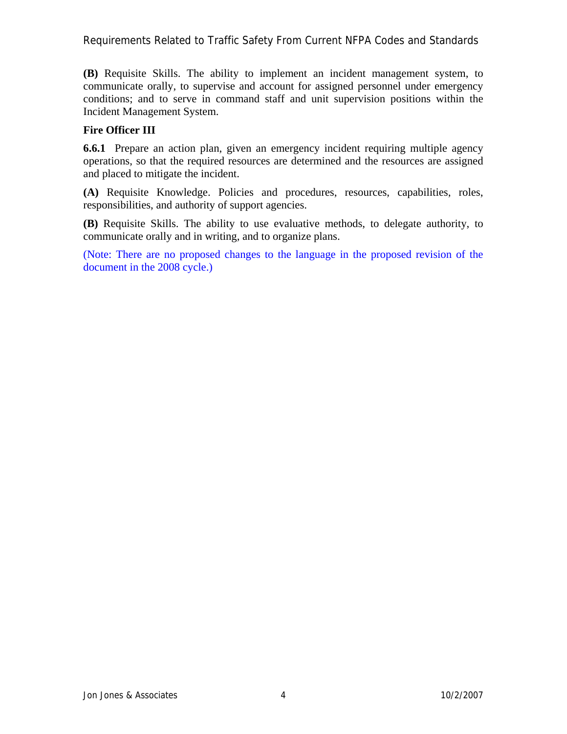**(B)** Requisite Skills. The ability to implement an incident management system, to communicate orally, to supervise and account for assigned personnel under emergency conditions; and to serve in command staff and unit supervision positions within the Incident Management System.

**Fire Officer III**

**6.6.1** Prepare an action plan, given an emergency incident requiring multiple agency operations, so that the required resources are determined and the resources are assigned and placed to mitigate the incident.

**(A)** Requisite Knowledge. Policies and procedures, resources, capabilities, roles, responsibilities, and authority of support agencies.

**(B)** Requisite Skills. The ability to use evaluative methods, to delegate authority, to communicate orally and in writing, and to organize plans.

(Note: There are no proposed changes to the language in the proposed revision of the document in the 2008 cycle.)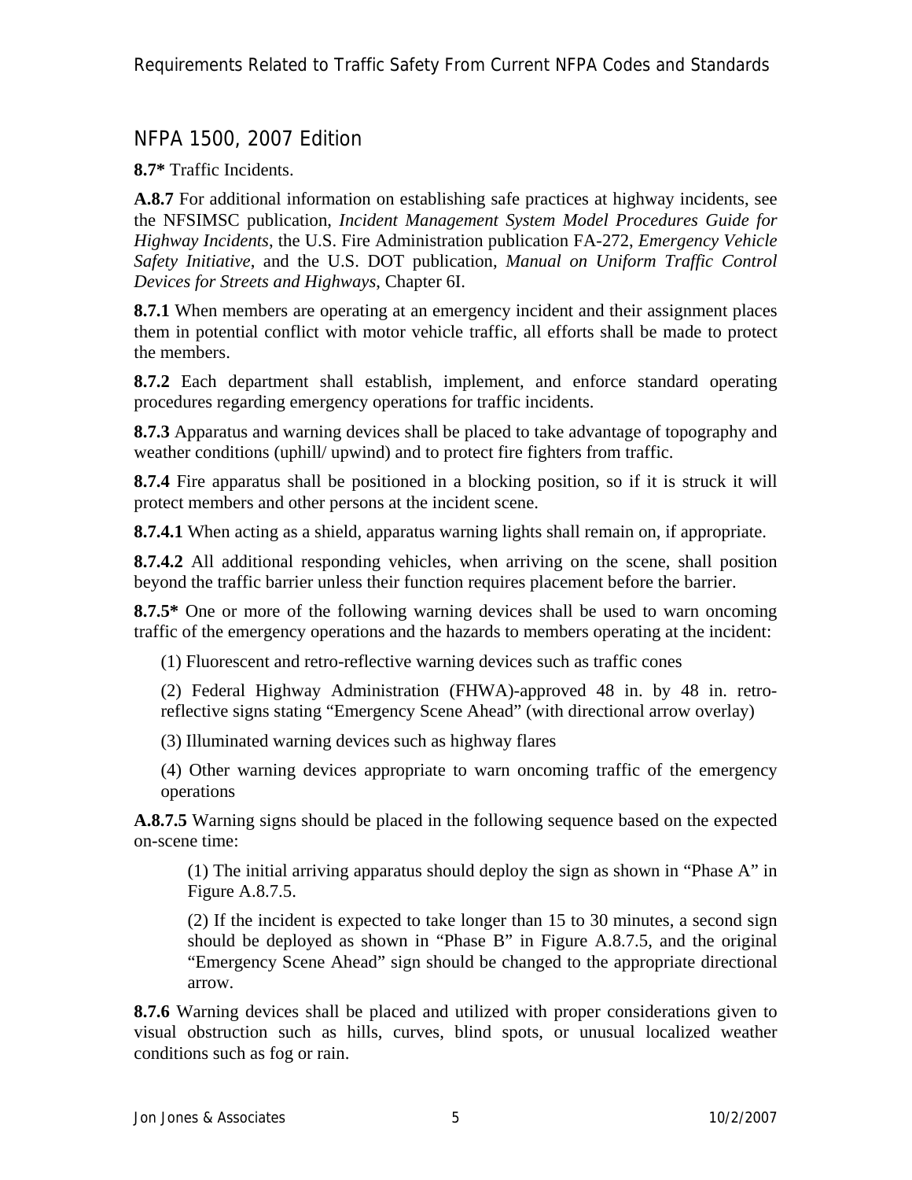## NFPA 1500, 2007 Edition

**8.7\*** Traffic Incidents.

**A.8.7** For additional information on establishing safe practices at highway incidents, see the NFSIMSC publication, *Incident Management System Model Procedures Guide for Highway Incidents*, the U.S. Fire Administration publication FA-272, *Emergency Vehicle Safety Initiative*, and the U.S. DOT publication, *Manual on Uniform Traffic Control Devices for Streets and Highways*, Chapter 6I.

**8.7.1** When members are operating at an emergency incident and their assignment places them in potential conflict with motor vehicle traffic, all efforts shall be made to protect the members.

**8.7.2** Each department shall establish, implement, and enforce standard operating procedures regarding emergency operations for traffic incidents.

**8.7.3** Apparatus and warning devices shall be placed to take advantage of topography and weather conditions (uphill/ upwind) and to protect fire fighters from traffic.

**8.7.4** Fire apparatus shall be positioned in a blocking position, so if it is struck it will protect members and other persons at the incident scene.

**8.7.4.1** When acting as a shield, apparatus warning lights shall remain on, if appropriate.

**8.7.4.2** All additional responding vehicles, when arriving on the scene, shall position beyond the traffic barrier unless their function requires placement before the barrier.

**8.7.5\*** One or more of the following warning devices shall be used to warn oncoming traffic of the emergency operations and the hazards to members operating at the incident:

(1) Fluorescent and retro-reflective warning devices such as traffic cones

(2) Federal Highway Administration (FHWA)-approved 48 in. by 48 in. retro-reflective signs stating "Emergency Scene Ahead" (with directional arrow overlay)

(3) Illuminated warning devices such as highway flares

(4) Other warning devices appropriate to warn oncoming traffic of the emergency operations

**A.8.7.5** Warning signs should be placed in the following sequence based on the expected on-scene time:

(1) The initial arriving apparatus should deploy the sign as shown in "Phase A" in Figure A.8.7.5.

(2) If the incident is expected to take longer than 15 to 30 minutes, a second sign should be deployed as shown in "Phase B" in Figure A.8.7.5, and the original "Emergency Scene Ahead" sign should be changed to the appropriate directional arrow.

**8.7.6** Warning devices shall be placed and utilized with proper considerations given to visual obstruction such as hills, curves, blind spots, or unusual localized weather conditions such as fog or rain.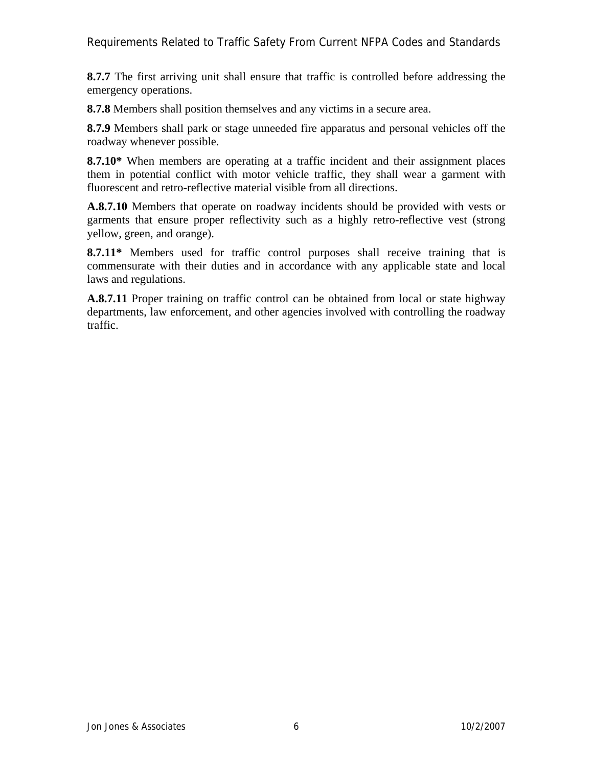**8.7.7** The first arriving unit shall ensure that traffic is controlled before addressing the emergency operations.

**8.7.8** Members shall position themselves and any victims in a secure area.

**8.7.9** Members shall park or stage unneeded fire apparatus and personal vehicles off the roadway whenever possible.

**8.7.10*** When members are operating at a traffic incident and their assignment places them in potential conflict with motor vehicle traffic, they shall wear a garment with fluorescent and retro-reflective material visible from all directions.

**A.8.7.10** Members that operate on roadway incidents should be provided with vests or garments that ensure proper reflectivity such as a highly retro-reflective vest (strong yellow, green, and orange).

**8.7.11*** Members used for traffic control purposes shall receive training that is commensurate with their duties and in accordance with any applicable state and local laws and regulations.

**A.8.7.11** Proper training on traffic control can be obtained from local or state highway departments, law enforcement, and other agencies involved with controlling the roadway traffic.